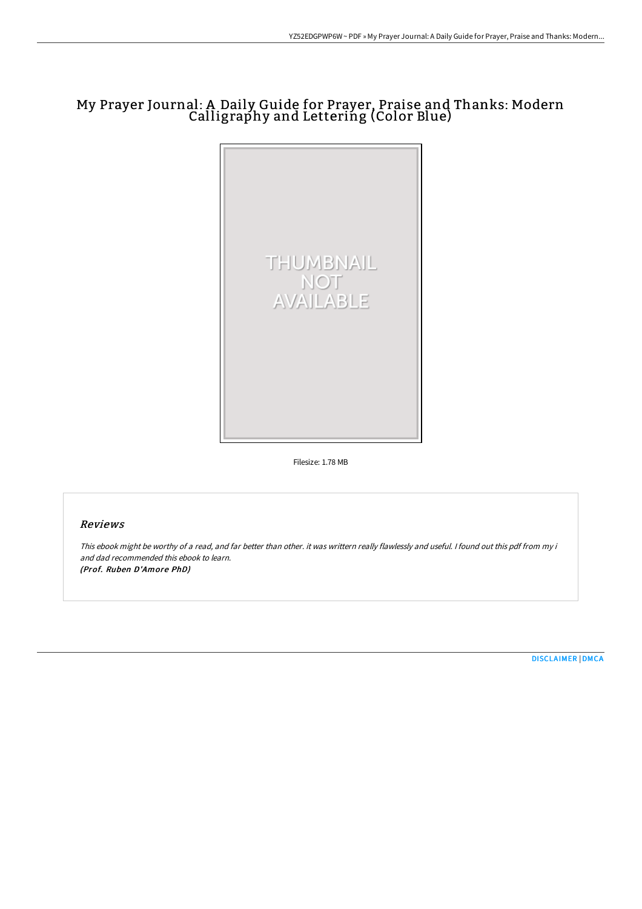# My Prayer Journal: A Daily Guide for Prayer, Praise and Thanks: Modern Calligraphy and Lettering (Color Blue)

THUMBNAIL NOT AVAILABLE

Filesize: 1.78 MB

## *Reviews*

*This ebook might be worthy of a read, and far better than other. it was writtern really flawlessly and useful. I found out this pdf from my i and dad recommended this ebook to learn.*
***(Prof. Ruben D'Amore PhD)***

[DISCLAIMER](#) | [DMCA](#)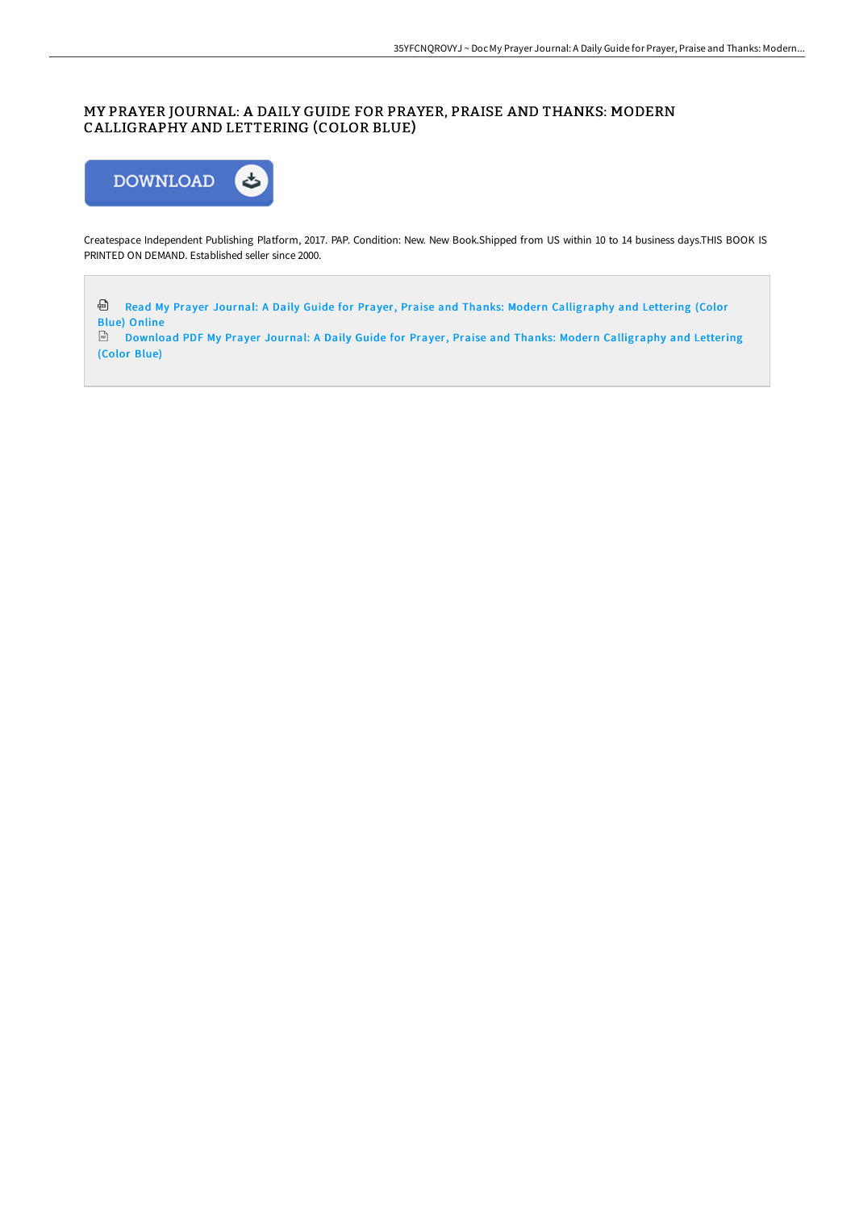# MY PRAYER JOURNAL: A DAILY GUIDE FOR PRAYER, PRAISE AND THANKS: MODERN CALLIGRAPHY AND LETTERING (COLOR BLUE)

DOWNLOAD

Createspace Independent Publishing Platform, 2017. PAP. Condition: New. New Book.Shipped from US within 10 to 14 business days.THIS BOOK IS PRINTED ON DEMAND. Established seller since 2000.

Read My Prayer Journal: A Daily Guide for Prayer, Praise and Thanks: Modern Calligraphy and Lettering (Color Blue) Online

Download PDF My Prayer Journal: A Daily Guide for Prayer, Praise and Thanks: Modern Calligraphy and Lettering (Color Blue)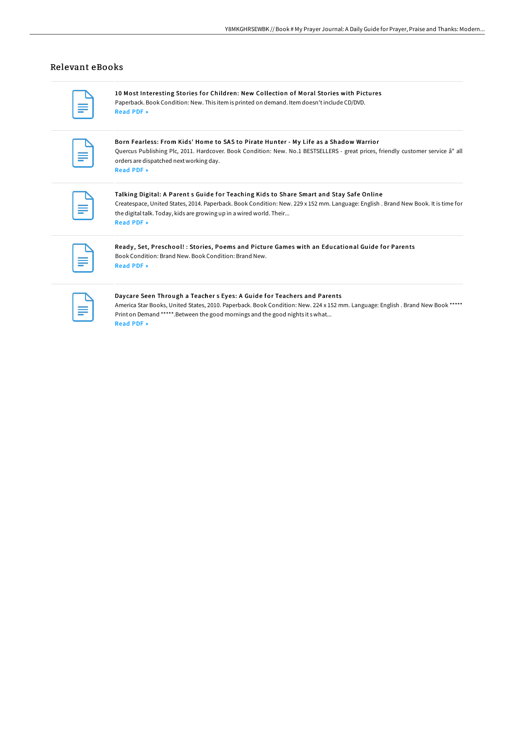## Relevant eBooks

**10 Most Interesting Stories for Children: New Collection of Moral Stories with Pictures**
Paperback. Book Condition: New. This item is printed on demand. Item doesn't include CD/DVD.
Read PDF »

**Born Fearless: From Kids' Home to SAS to Pirate Hunter - My Life as a Shadow Warrior**
Quercus Publishing Plc, 2011. Hardcover. Book Condition: New. No.1 BESTSELLERS - great prices, friendly customer service â" all orders are dispatched next working day.
Read PDF »

**Talking Digital: A Parent s Guide for Teaching Kids to Share Smart and Stay Safe Online**
Createspace, United States, 2014. Paperback. Book Condition: New. 229 x 152 mm. Language: English . Brand New Book. It is time for the digital talk. Today, kids are growing up in a wired world. Their...
Read PDF »

**Ready, Set, Preschool! : Stories, Poems and Picture Games with an Educational Guide for Parents**
Book Condition: Brand New. Book Condition: Brand New.
Read PDF »

**Daycare Seen Through a Teacher s Eyes: A Guide for Teachers and Parents**
America Star Books, United States, 2010. Paperback. Book Condition: New. 224 x 152 mm. Language: English . Brand New Book ***** Print on Demand *****.Between the good mornings and the good nights it s what...
Read PDF »